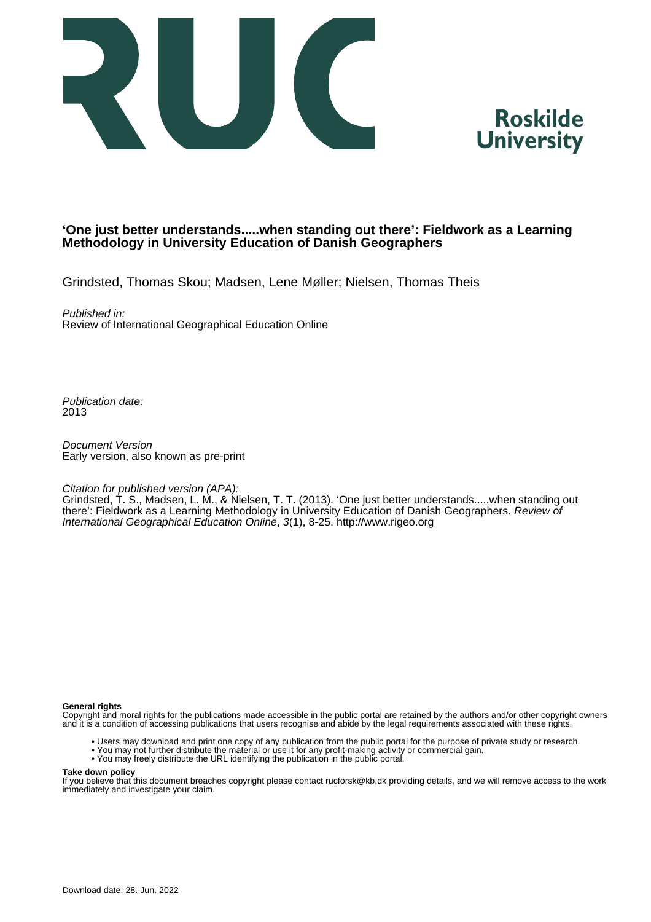Roskilde University

**'One just better understands.....when standing out there': Fieldwork as a Learning Methodology in University Education of Danish Geographers**

Grindsted, Thomas Skou; Madsen, Lene Møller; Nielsen, Thomas Theis

*Published in:*
Review of International Geographical Education Online

*Publication date:*
2013

*Document Version*
Early version, also known as pre-print

*Citation for published version (APA):*
Grindsted, T. S., Madsen, L. M., & Nielsen, T. T. (2013). 'One just better understands.....when standing out there': Fieldwork as a Learning Methodology in University Education of Danish Geographers. *Review of International Geographical Education Online*, *3*(1), 8-25. http://www.rigeo.org

**General rights**
Copyright and moral rights for the publications made accessible in the public portal are retained by the authors and/or other copyright owners and it is a condition of accessing publications that users recognise and abide by the legal requirements associated with these rights.

- Users may download and print one copy of any publication from the public portal for the purpose of private study or research.
- You may not further distribute the material or use it for any profit-making activity or commercial gain.
- You may freely distribute the URL identifying the publication in the public portal.

**Take down policy**
If you believe that this document breaches copyright please contact rucforsk@kb.dk providing details, and we will remove access to the work immediately and investigate your claim.

Download date: 28. Jun. 2022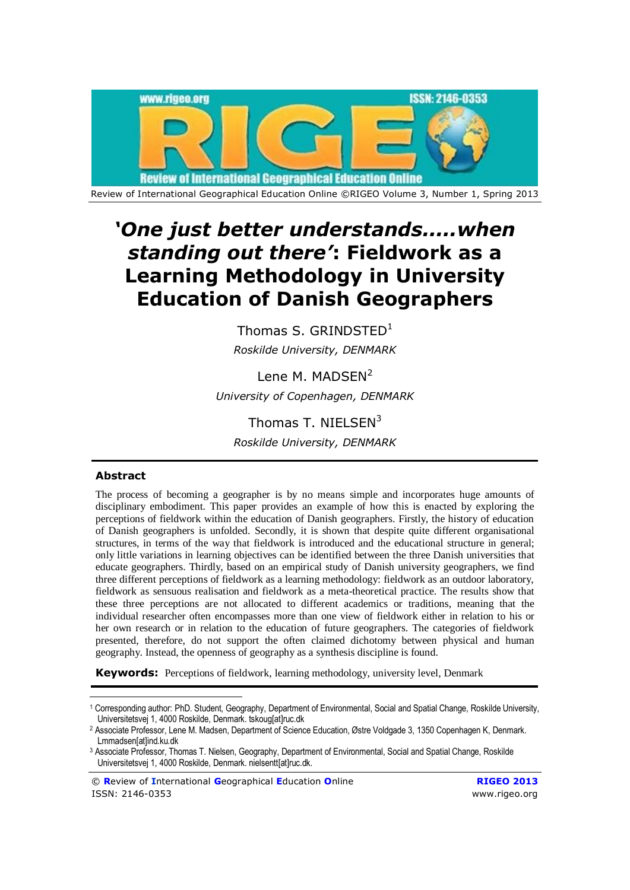# *'One just better understands.....when standing out there'*: Fieldwork as a Learning Methodology in University Education of Danish Geographers

Thomas S. GRINDSTED[1]

*Roskilde University, DENMARK*

Lene M. MADSEN[2]

*University of Copenhagen, DENMARK*

Thomas T. NIELSEN[3]

*Roskilde University, DENMARK*

---

**Abstract**

The process of becoming a geographer is by no means simple and incorporates huge amounts of disciplinary embodiment. This paper provides an example of how this is enacted by exploring the perceptions of fieldwork within the education of Danish geographers. Firstly, the history of education of Danish geographers is unfolded. Secondly, it is shown that despite quite different organisational structures, in terms of the way that fieldwork is introduced and the educational structure in general; only little variations in learning objectives can be identified between the three Danish universities that educate geographers. Thirdly, based on an empirical study of Danish university geographers, we find three different perceptions of fieldwork as a learning methodology: fieldwork as an outdoor laboratory, fieldwork as sensuous realisation and fieldwork as a meta-theoretical practice. The results show that these three perceptions are not allocated to different academics or traditions, meaning that the individual researcher often encompasses more than one view of fieldwork either in relation to his or her own research or in relation to the education of future geographers. The categories of fieldwork presented, therefore, do not support the often claimed dichotomy between physical and human geography. Instead, the openness of geography as a synthesis discipline is found.

**Keywords:** Perceptions of fieldwork, learning methodology, university level, Denmark

---

[1] Corresponding author: PhD. Student, Geography, Department of Environmental, Social and Spatial Change, Roskilde University, Universitetsvej 1, 4000 Roskilde, Denmark. tskoug[at]ruc.dk

[2] Associate Professor, Lene M. Madsen, Department of Science Education, Østre Voldgade 3, 1350 Copenhagen K, Denmark. Lmmadsen[at]ind.ku.dk

[3] Associate Professor, Thomas T. Nielsen, Geography, Department of Environmental, Social and Spatial Change, Roskilde Universitetsvej 1, 4000 Roskilde, Denmark. nielsentt[at]ruc.dk.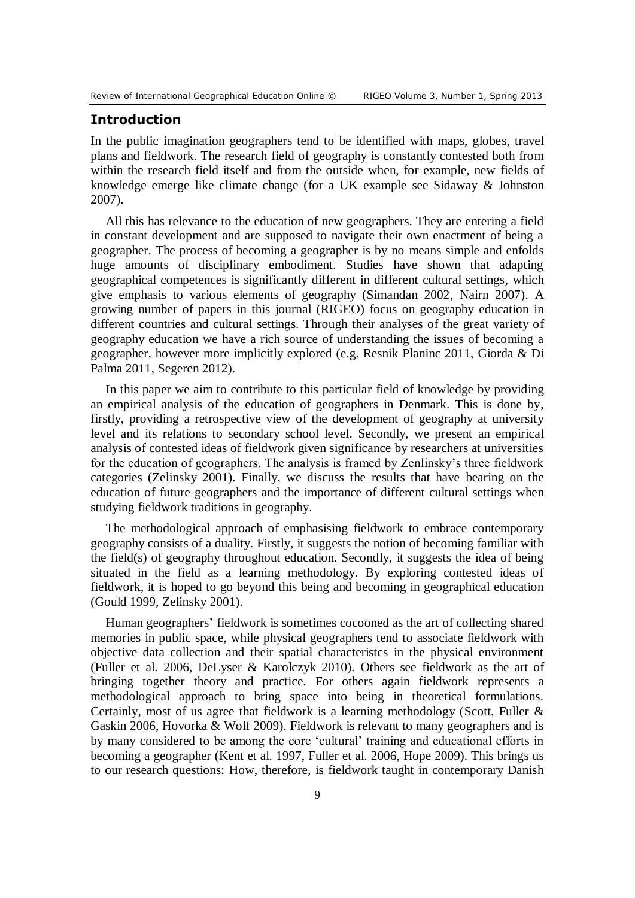## Introduction

In the public imagination geographers tend to be identified with maps, globes, travel plans and fieldwork. The research field of geography is constantly contested both from within the research field itself and from the outside when, for example, new fields of knowledge emerge like climate change (for a UK example see Sidaway & Johnston 2007).

All this has relevance to the education of new geographers. They are entering a field in constant development and are supposed to navigate their own enactment of being a geographer. The process of becoming a geographer is by no means simple and enfolds huge amounts of disciplinary embodiment. Studies have shown that adapting geographical competences is significantly different in different cultural settings, which give emphasis to various elements of geography (Simandan 2002, Nairn 2007). A growing number of papers in this journal (RIGEO) focus on geography education in different countries and cultural settings. Through their analyses of the great variety of geography education we have a rich source of understanding the issues of becoming a geographer, however more implicitly explored (e.g. Resnik Planinc 2011, Giorda & Di Palma 2011, Segeren 2012).

In this paper we aim to contribute to this particular field of knowledge by providing an empirical analysis of the education of geographers in Denmark. This is done by, firstly, providing a retrospective view of the development of geography at university level and its relations to secondary school level. Secondly, we present an empirical analysis of contested ideas of fieldwork given significance by researchers at universities for the education of geographers. The analysis is framed by Zenlinsky's three fieldwork categories (Zelinsky 2001). Finally, we discuss the results that have bearing on the education of future geographers and the importance of different cultural settings when studying fieldwork traditions in geography.

The methodological approach of emphasising fieldwork to embrace contemporary geography consists of a duality. Firstly, it suggests the notion of becoming familiar with the field(s) of geography throughout education. Secondly, it suggests the idea of being situated in the field as a learning methodology. By exploring contested ideas of fieldwork, it is hoped to go beyond this being and becoming in geographical education (Gould 1999, Zelinsky 2001).

Human geographers' fieldwork is sometimes cocooned as the art of collecting shared memories in public space, while physical geographers tend to associate fieldwork with objective data collection and their spatial characteristcs in the physical environment (Fuller et al. 2006, DeLyser & Karolczyk 2010). Others see fieldwork as the art of bringing together theory and practice. For others again fieldwork represents a methodological approach to bring space into being in theoretical formulations. Certainly, most of us agree that fieldwork is a learning methodology (Scott, Fuller & Gaskin 2006, Hovorka & Wolf 2009). Fieldwork is relevant to many geographers and is by many considered to be among the core 'cultural' training and educational efforts in becoming a geographer (Kent et al. 1997, Fuller et al. 2006, Hope 2009). This brings us to our research questions: How, therefore, is fieldwork taught in contemporary Danish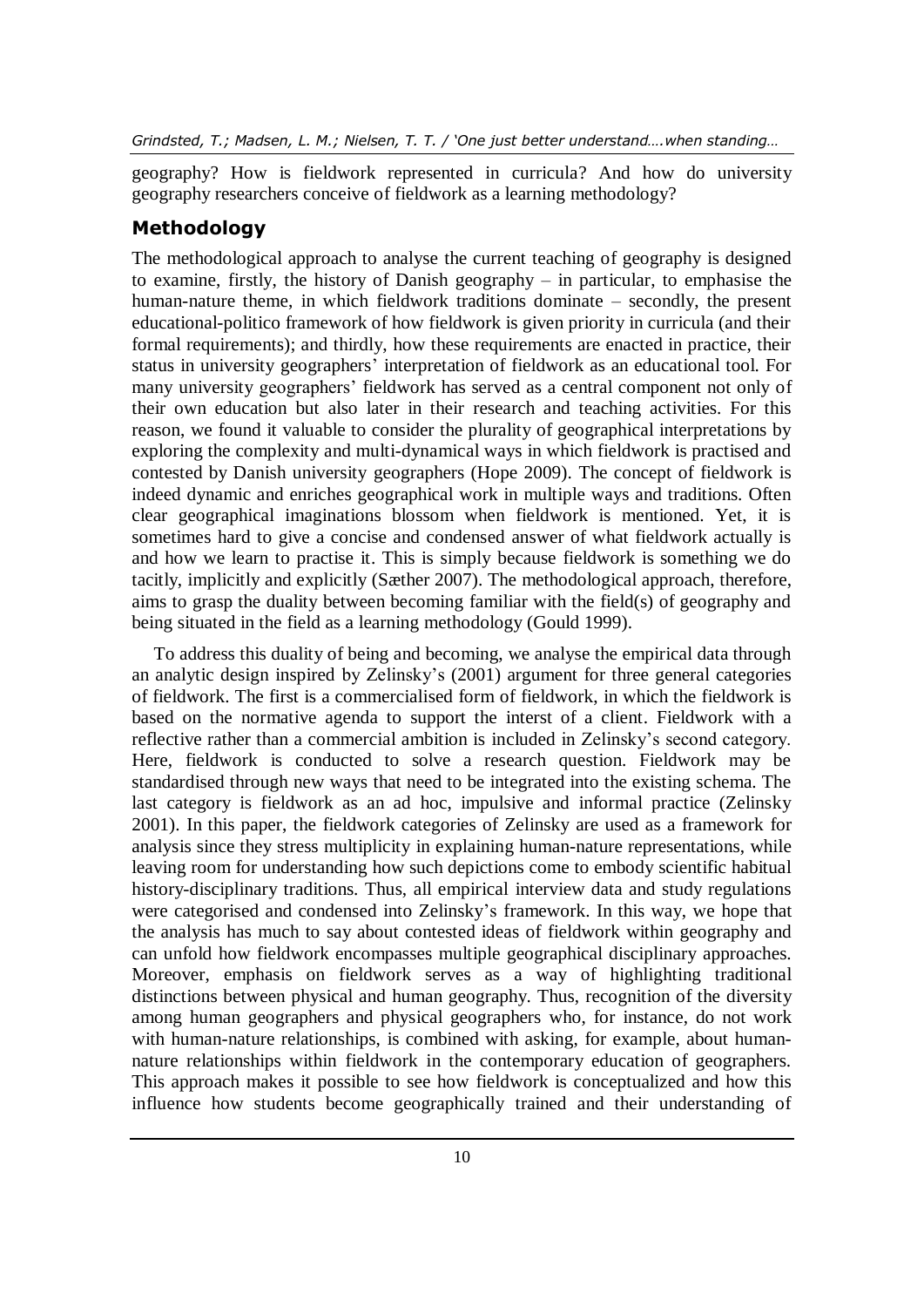geography? How is fieldwork represented in curricula? And how do university geography researchers conceive of fieldwork as a learning methodology?

## Methodology

The methodological approach to analyse the current teaching of geography is designed to examine, firstly, the history of Danish geography – in particular, to emphasise the human-nature theme, in which fieldwork traditions dominate – secondly, the present educational-politico framework of how fieldwork is given priority in curricula (and their formal requirements); and thirdly, how these requirements are enacted in practice, their status in university geographers' interpretation of fieldwork as an educational tool. For many university geographers' fieldwork has served as a central component not only of their own education but also later in their research and teaching activities. For this reason, we found it valuable to consider the plurality of geographical interpretations by exploring the complexity and multi-dynamical ways in which fieldwork is practised and contested by Danish university geographers (Hope 2009). The concept of fieldwork is indeed dynamic and enriches geographical work in multiple ways and traditions. Often clear geographical imaginations blossom when fieldwork is mentioned. Yet, it is sometimes hard to give a concise and condensed answer of what fieldwork actually is and how we learn to practise it. This is simply because fieldwork is something we do tacitly, implicitly and explicitly (Sæther 2007). The methodological approach, therefore, aims to grasp the duality between becoming familiar with the field(s) of geography and being situated in the field as a learning methodology (Gould 1999).

To address this duality of being and becoming, we analyse the empirical data through an analytic design inspired by Zelinsky's (2001) argument for three general categories of fieldwork. The first is a commercialised form of fieldwork, in which the fieldwork is based on the normative agenda to support the interst of a client. Fieldwork with a reflective rather than a commercial ambition is included in Zelinsky's second category. Here, fieldwork is conducted to solve a research question. Fieldwork may be standardised through new ways that need to be integrated into the existing schema. The last category is fieldwork as an ad hoc, impulsive and informal practice (Zelinsky 2001). In this paper, the fieldwork categories of Zelinsky are used as a framework for analysis since they stress multiplicity in explaining human-nature representations, while leaving room for understanding how such depictions come to embody scientific habitual history-disciplinary traditions. Thus, all empirical interview data and study regulations were categorised and condensed into Zelinsky's framework. In this way, we hope that the analysis has much to say about contested ideas of fieldwork within geography and can unfold how fieldwork encompasses multiple geographical disciplinary approaches. Moreover, emphasis on fieldwork serves as a way of highlighting traditional distinctions between physical and human geography. Thus, recognition of the diversity among human geographers and physical geographers who, for instance, do not work with human-nature relationships, is combined with asking, for example, about human-nature relationships within fieldwork in the contemporary education of geographers. This approach makes it possible to see how fieldwork is conceptualized and how this influence how students become geographically trained and their understanding of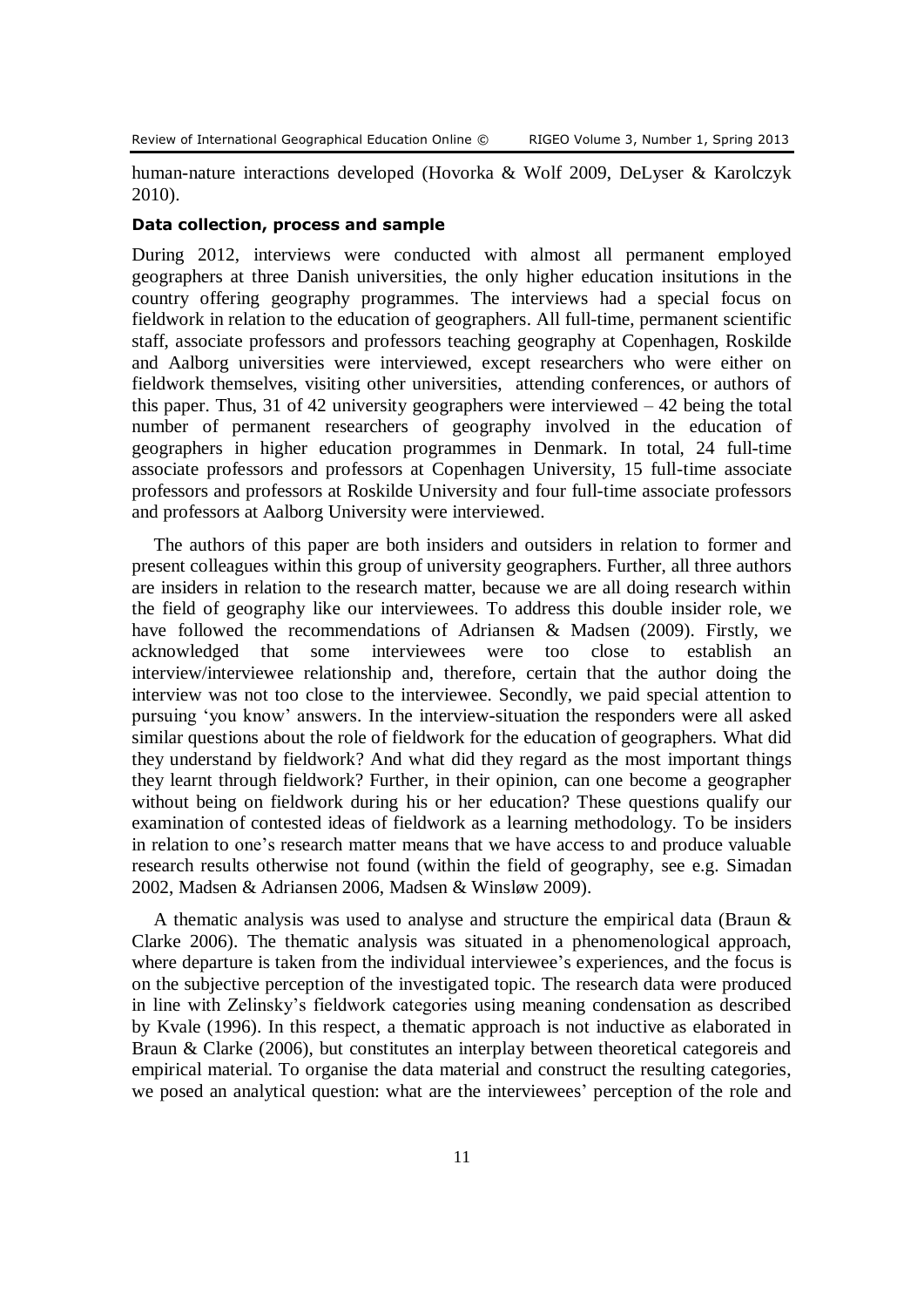human-nature interactions developed (Hovorka & Wolf 2009, DeLyser & Karolczyk 2010).

**Data collection, process and sample**

During 2012, interviews were conducted with almost all permanent employed geographers at three Danish universities, the only higher education insitutions in the country offering geography programmes. The interviews had a special focus on fieldwork in relation to the education of geographers. All full-time, permanent scientific staff, associate professors and professors teaching geography at Copenhagen, Roskilde and Aalborg universities were interviewed, except researchers who were either on fieldwork themselves, visiting other universities, attending conferences, or authors of this paper. Thus, 31 of 42 university geographers were interviewed – 42 being the total number of permanent researchers of geography involved in the education of geographers in higher education programmes in Denmark. In total, 24 full-time associate professors and professors at Copenhagen University, 15 full-time associate professors and professors at Roskilde University and four full-time associate professors and professors at Aalborg University were interviewed.

The authors of this paper are both insiders and outsiders in relation to former and present colleagues within this group of university geographers. Further, all three authors are insiders in relation to the research matter, because we are all doing research within the field of geography like our interviewees. To address this double insider role, we have followed the recommendations of Adriansen & Madsen (2009). Firstly, we acknowledged that some interviewees were too close to establish an interview/interviewee relationship and, therefore, certain that the author doing the interview was not too close to the interviewee. Secondly, we paid special attention to pursuing 'you know' answers. In the interview-situation the responders were all asked similar questions about the role of fieldwork for the education of geographers. What did they understand by fieldwork? And what did they regard as the most important things they learnt through fieldwork? Further, in their opinion, can one become a geographer without being on fieldwork during his or her education? These questions qualify our examination of contested ideas of fieldwork as a learning methodology. To be insiders in relation to one's research matter means that we have access to and produce valuable research results otherwise not found (within the field of geography, see e.g. Simadan 2002, Madsen & Adriansen 2006, Madsen & Winsløw 2009).

A thematic analysis was used to analyse and structure the empirical data (Braun & Clarke 2006). The thematic analysis was situated in a phenomenological approach, where departure is taken from the individual interviewee's experiences, and the focus is on the subjective perception of the investigated topic. The research data were produced in line with Zelinsky's fieldwork categories using meaning condensation as described by Kvale (1996). In this respect, a thematic approach is not inductive as elaborated in Braun & Clarke (2006), but constitutes an interplay between theoretical categoreis and empirical material. To organise the data material and construct the resulting categories, we posed an analytical question: what are the interviewees' perception of the role and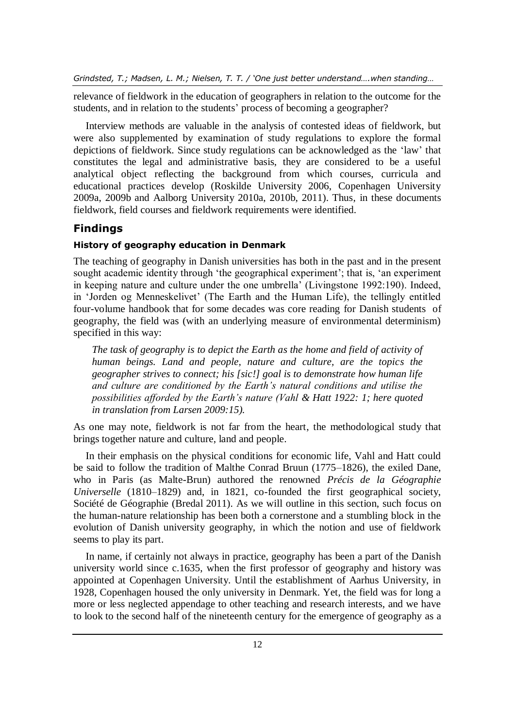relevance of fieldwork in the education of geographers in relation to the outcome for the students, and in relation to the students' process of becoming a geographer?

Interview methods are valuable in the analysis of contested ideas of fieldwork, but were also supplemented by examination of study regulations to explore the formal depictions of fieldwork. Since study regulations can be acknowledged as the 'law' that constitutes the legal and administrative basis, they are considered to be a useful analytical object reflecting the background from which courses, curricula and educational practices develop (Roskilde University 2006, Copenhagen University 2009a, 2009b and Aalborg University 2010a, 2010b, 2011). Thus, in these documents fieldwork, field courses and fieldwork requirements were identified.

## Findings

### History of geography education in Denmark

The teaching of geography in Danish universities has both in the past and in the present sought academic identity through 'the geographical experiment'; that is, 'an experiment in keeping nature and culture under the one umbrella' (Livingstone 1992:190). Indeed, in 'Jorden og Menneskelivet' (The Earth and the Human Life), the tellingly entitled four-volume handbook that for some decades was core reading for Danish students of geography, the field was (with an underlying measure of environmental determinism) specified in this way:

> *The task of geography is to depict the Earth as the home and field of activity of human beings. Land and people, nature and culture, are the topics the geographer strives to connect; his [sic!] goal is to demonstrate how human life and culture are conditioned by the Earth's natural conditions and utilise the possibilities afforded by the Earth's nature (Vahl & Hatt 1922: 1; here quoted in translation from Larsen 2009:15).*

As one may note, fieldwork is not far from the heart, the methodological study that brings together nature and culture, land and people.

In their emphasis on the physical conditions for economic life, Vahl and Hatt could be said to follow the tradition of Malthe Conrad Bruun (1775–1826), the exiled Dane, who in Paris (as Malte-Brun) authored the renowned *Précis de la Géographie Universelle* (1810–1829) and, in 1821, co-founded the first geographical society, Société de Géographie (Bredal 2011). As we will outline in this section, such focus on the human-nature relationship has been both a cornerstone and a stumbling block in the evolution of Danish university geography, in which the notion and use of fieldwork seems to play its part.

In name, if certainly not always in practice, geography has been a part of the Danish university world since c.1635, when the first professor of geography and history was appointed at Copenhagen University. Until the establishment of Aarhus University, in 1928, Copenhagen housed the only university in Denmark. Yet, the field was for long a more or less neglected appendage to other teaching and research interests, and we have to look to the second half of the nineteenth century for the emergence of geography as a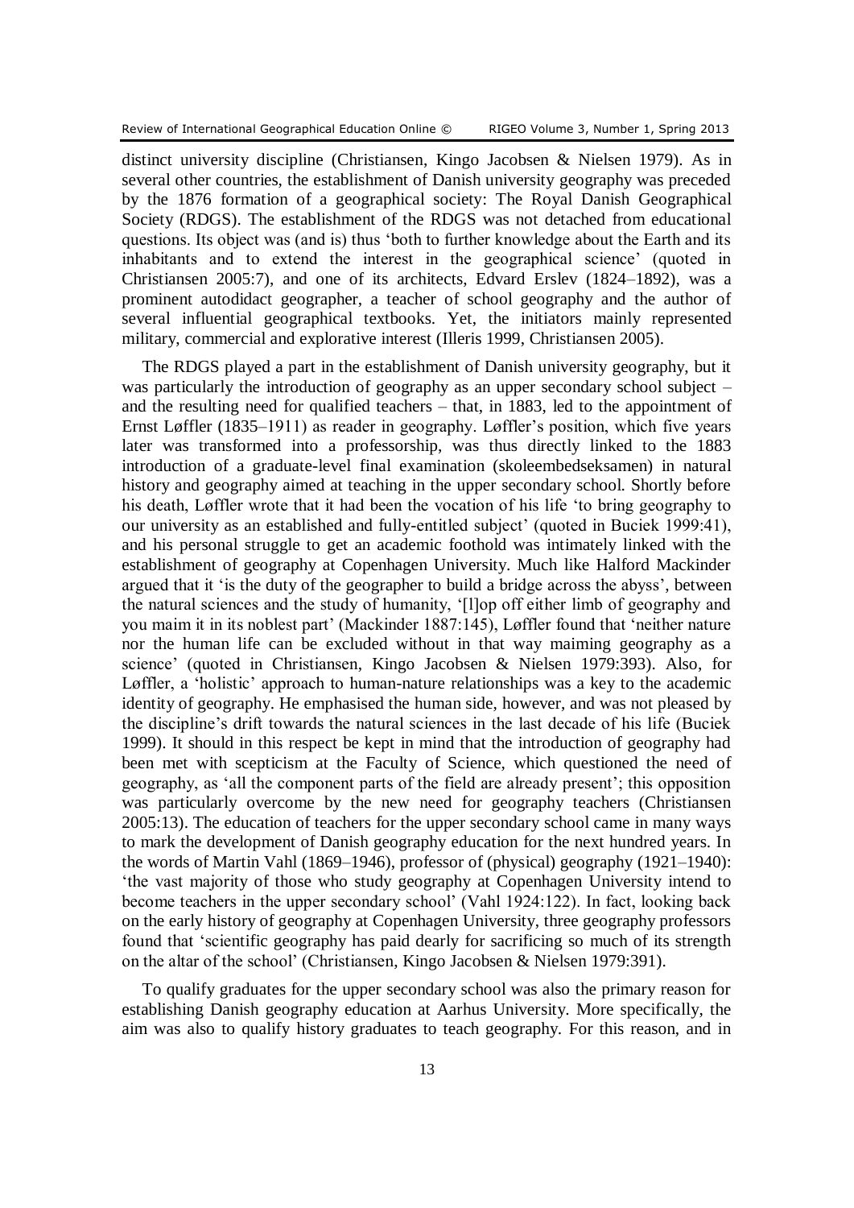distinct university discipline (Christiansen, Kingo Jacobsen & Nielsen 1979). As in several other countries, the establishment of Danish university geography was preceded by the 1876 formation of a geographical society: The Royal Danish Geographical Society (RDGS). The establishment of the RDGS was not detached from educational questions. Its object was (and is) thus 'both to further knowledge about the Earth and its inhabitants and to extend the interest in the geographical science' (quoted in Christiansen 2005:7), and one of its architects, Edvard Erslev (1824–1892), was a prominent autodidact geographer, a teacher of school geography and the author of several influential geographical textbooks. Yet, the initiators mainly represented military, commercial and explorative interest (Illeris 1999, Christiansen 2005).

The RDGS played a part in the establishment of Danish university geography, but it was particularly the introduction of geography as an upper secondary school subject – and the resulting need for qualified teachers – that, in 1883, led to the appointment of Ernst Løffler (1835–1911) as reader in geography. Løffler's position, which five years later was transformed into a professorship, was thus directly linked to the 1883 introduction of a graduate-level final examination (skoleembedseksamen) in natural history and geography aimed at teaching in the upper secondary school. Shortly before his death, Løffler wrote that it had been the vocation of his life 'to bring geography to our university as an established and fully-entitled subject' (quoted in Buciek 1999:41), and his personal struggle to get an academic foothold was intimately linked with the establishment of geography at Copenhagen University. Much like Halford Mackinder argued that it 'is the duty of the geographer to build a bridge across the abyss', between the natural sciences and the study of humanity, '[l]op off either limb of geography and you maim it in its noblest part' (Mackinder 1887:145), Løffler found that 'neither nature nor the human life can be excluded without in that way maiming geography as a science' (quoted in Christiansen, Kingo Jacobsen & Nielsen 1979:393). Also, for Løffler, a 'holistic' approach to human-nature relationships was a key to the academic identity of geography. He emphasised the human side, however, and was not pleased by the discipline's drift towards the natural sciences in the last decade of his life (Buciek 1999). It should in this respect be kept in mind that the introduction of geography had been met with scepticism at the Faculty of Science, which questioned the need of geography, as 'all the component parts of the field are already present'; this opposition was particularly overcome by the new need for geography teachers (Christiansen 2005:13). The education of teachers for the upper secondary school came in many ways to mark the development of Danish geography education for the next hundred years. In the words of Martin Vahl (1869–1946), professor of (physical) geography (1921–1940): 'the vast majority of those who study geography at Copenhagen University intend to become teachers in the upper secondary school' (Vahl 1924:122). In fact, looking back on the early history of geography at Copenhagen University, three geography professors found that 'scientific geography has paid dearly for sacrificing so much of its strength on the altar of the school' (Christiansen, Kingo Jacobsen & Nielsen 1979:391).

To qualify graduates for the upper secondary school was also the primary reason for establishing Danish geography education at Aarhus University. More specifically, the aim was also to qualify history graduates to teach geography. For this reason, and in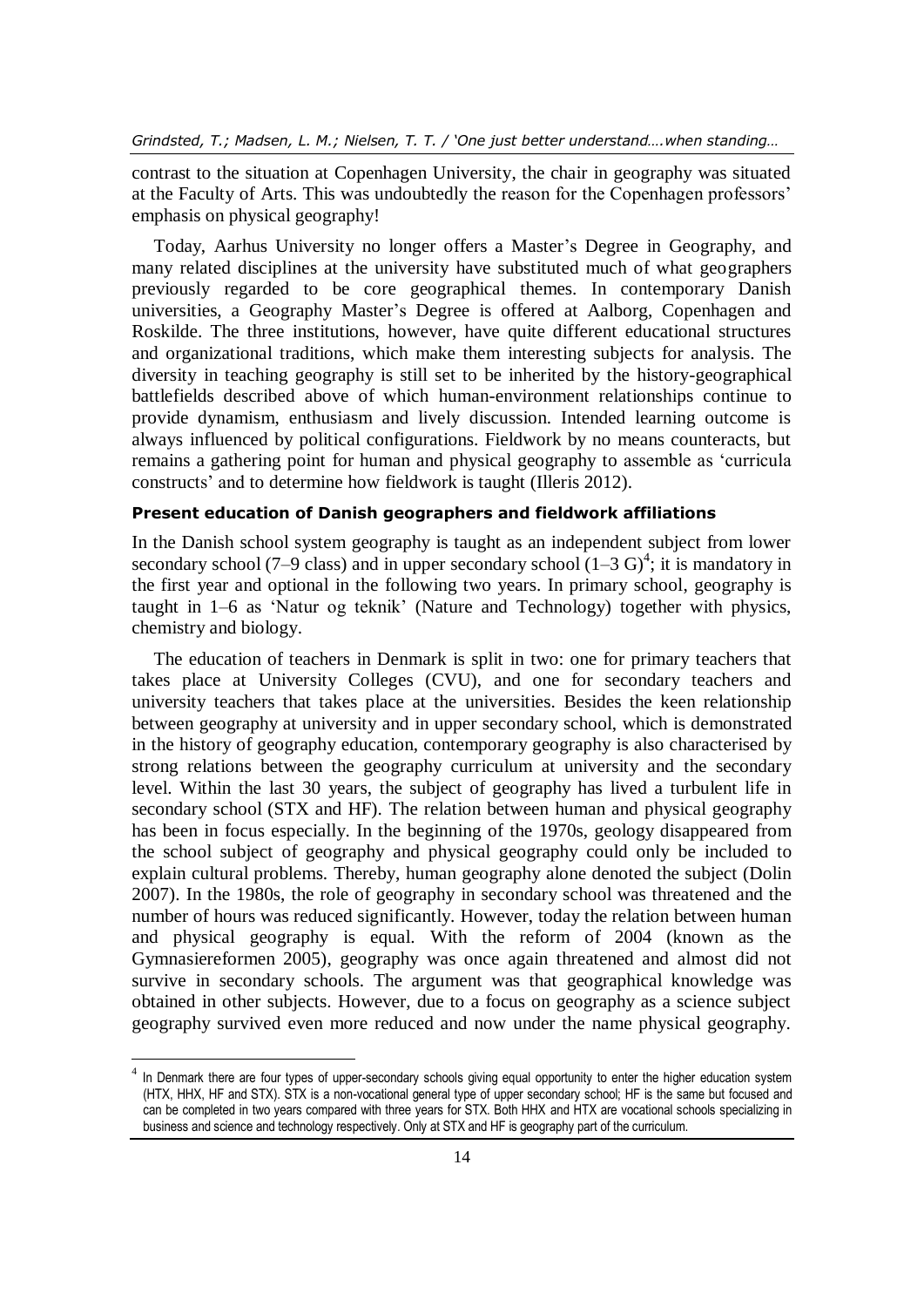contrast to the situation at Copenhagen University, the chair in geography was situated at the Faculty of Arts. This was undoubtedly the reason for the Copenhagen professors' emphasis on physical geography!

Today, Aarhus University no longer offers a Master's Degree in Geography, and many related disciplines at the university have substituted much of what geographers previously regarded to be core geographical themes. In contemporary Danish universities, a Geography Master's Degree is offered at Aalborg, Copenhagen and Roskilde. The three institutions, however, have quite different educational structures and organizational traditions, which make them interesting subjects for analysis. The diversity in teaching geography is still set to be inherited by the history-geographical battlefields described above of which human-environment relationships continue to provide dynamism, enthusiasm and lively discussion. Intended learning outcome is always influenced by political configurations. Fieldwork by no means counteracts, but remains a gathering point for human and physical geography to assemble as 'curricula constructs' and to determine how fieldwork is taught (Illeris 2012).

### Present education of Danish geographers and fieldwork affiliations

In the Danish school system geography is taught as an independent subject from lower secondary school (7–9 class) and in upper secondary school (1–3 G)[4]; it is mandatory in the first year and optional in the following two years. In primary school, geography is taught in 1–6 as 'Natur og teknik' (Nature and Technology) together with physics, chemistry and biology.

The education of teachers in Denmark is split in two: one for primary teachers that takes place at University Colleges (CVU), and one for secondary teachers and university teachers that takes place at the universities. Besides the keen relationship between geography at university and in upper secondary school, which is demonstrated in the history of geography education, contemporary geography is also characterised by strong relations between the geography curriculum at university and the secondary level. Within the last 30 years, the subject of geography has lived a turbulent life in secondary school (STX and HF). The relation between human and physical geography has been in focus especially. In the beginning of the 1970s, geology disappeared from the school subject of geography and physical geography could only be included to explain cultural problems. Thereby, human geography alone denoted the subject (Dolin 2007). In the 1980s, the role of geography in secondary school was threatened and the number of hours was reduced significantly. However, today the relation between human and physical geography is equal. With the reform of 2004 (known as the Gymnasiereformen 2005), geography was once again threatened and almost did not survive in secondary schools. The argument was that geographical knowledge was obtained in other subjects. However, due to a focus on geography as a science subject geography survived even more reduced and now under the name physical geography.

[4] In Denmark there are four types of upper-secondary schools giving equal opportunity to enter the higher education system (HTX, HHX, HF and STX). STX is a non-vocational general type of upper secondary school; HF is the same but focused and can be completed in two years compared with three years for STX. Both HHX and HTX are vocational schools specializing in business and science and technology respectively. Only at STX and HF is geography part of the curriculum.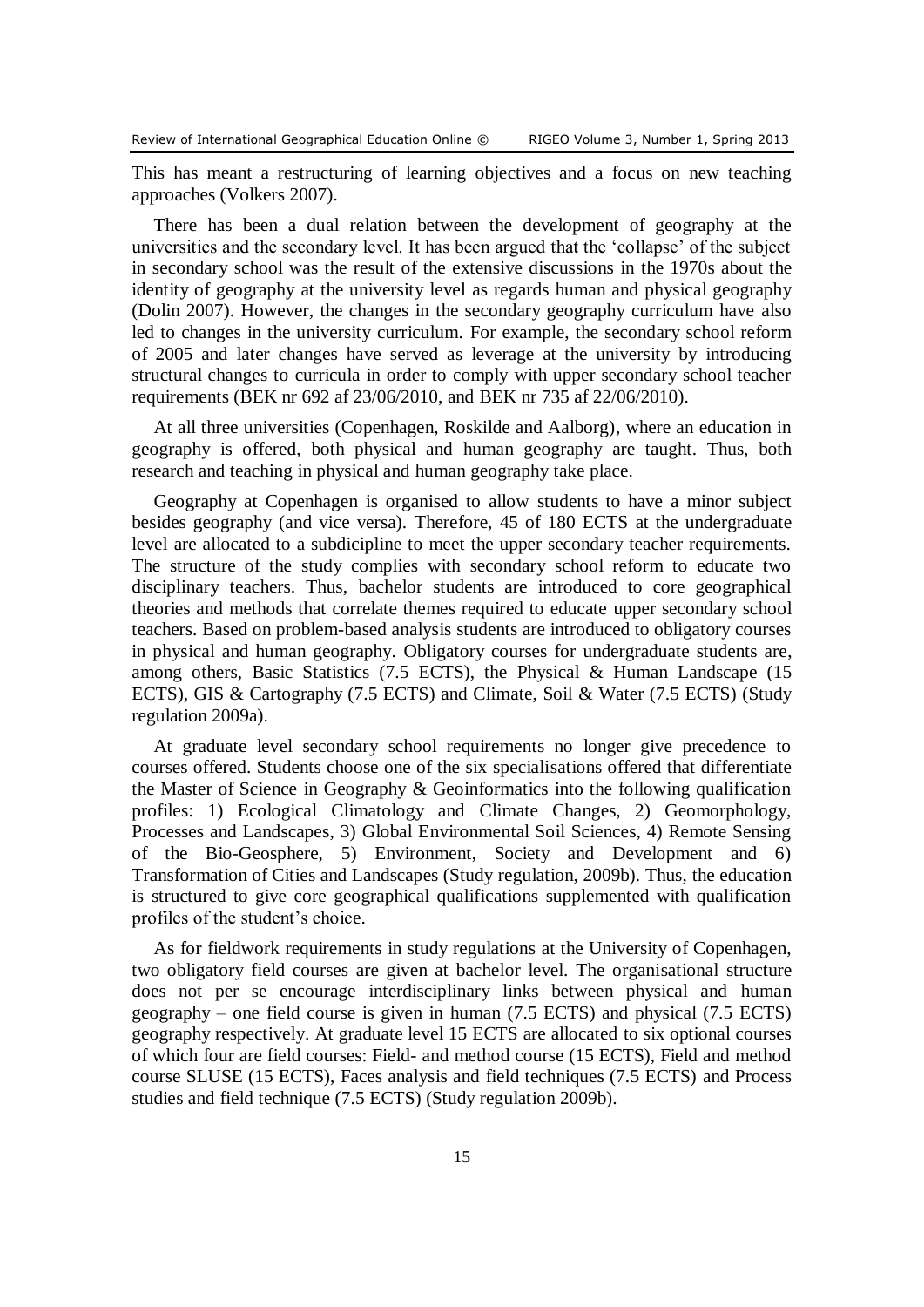This has meant a restructuring of learning objectives and a focus on new teaching approaches (Volkers 2007).

There has been a dual relation between the development of geography at the universities and the secondary level. It has been argued that the 'collapse' of the subject in secondary school was the result of the extensive discussions in the 1970s about the identity of geography at the university level as regards human and physical geography (Dolin 2007). However, the changes in the secondary geography curriculum have also led to changes in the university curriculum. For example, the secondary school reform of 2005 and later changes have served as leverage at the university by introducing structural changes to curricula in order to comply with upper secondary school teacher requirements (BEK nr 692 af 23/06/2010, and BEK nr 735 af 22/06/2010).

At all three universities (Copenhagen, Roskilde and Aalborg), where an education in geography is offered, both physical and human geography are taught. Thus, both research and teaching in physical and human geography take place.

Geography at Copenhagen is organised to allow students to have a minor subject besides geography (and vice versa). Therefore, 45 of 180 ECTS at the undergraduate level are allocated to a subdicipline to meet the upper secondary teacher requirements. The structure of the study complies with secondary school reform to educate two disciplinary teachers. Thus, bachelor students are introduced to core geographical theories and methods that correlate themes required to educate upper secondary school teachers. Based on problem-based analysis students are introduced to obligatory courses in physical and human geography. Obligatory courses for undergraduate students are, among others, Basic Statistics (7.5 ECTS), the Physical & Human Landscape (15 ECTS), GIS & Cartography (7.5 ECTS) and Climate, Soil & Water (7.5 ECTS) (Study regulation 2009a).

At graduate level secondary school requirements no longer give precedence to courses offered. Students choose one of the six specialisations offered that differentiate the Master of Science in Geography & Geoinformatics into the following qualification profiles: 1) Ecological Climatology and Climate Changes, 2) Geomorphology, Processes and Landscapes, 3) Global Environmental Soil Sciences, 4) Remote Sensing of the Bio-Geosphere, 5) Environment, Society and Development and 6) Transformation of Cities and Landscapes (Study regulation, 2009b). Thus, the education is structured to give core geographical qualifications supplemented with qualification profiles of the student's choice.

As for fieldwork requirements in study regulations at the University of Copenhagen, two obligatory field courses are given at bachelor level. The organisational structure does not per se encourage interdisciplinary links between physical and human geography – one field course is given in human (7.5 ECTS) and physical (7.5 ECTS) geography respectively. At graduate level 15 ECTS are allocated to six optional courses of which four are field courses: Field- and method course (15 ECTS), Field and method course SLUSE (15 ECTS), Faces analysis and field techniques (7.5 ECTS) and Process studies and field technique (7.5 ECTS) (Study regulation 2009b).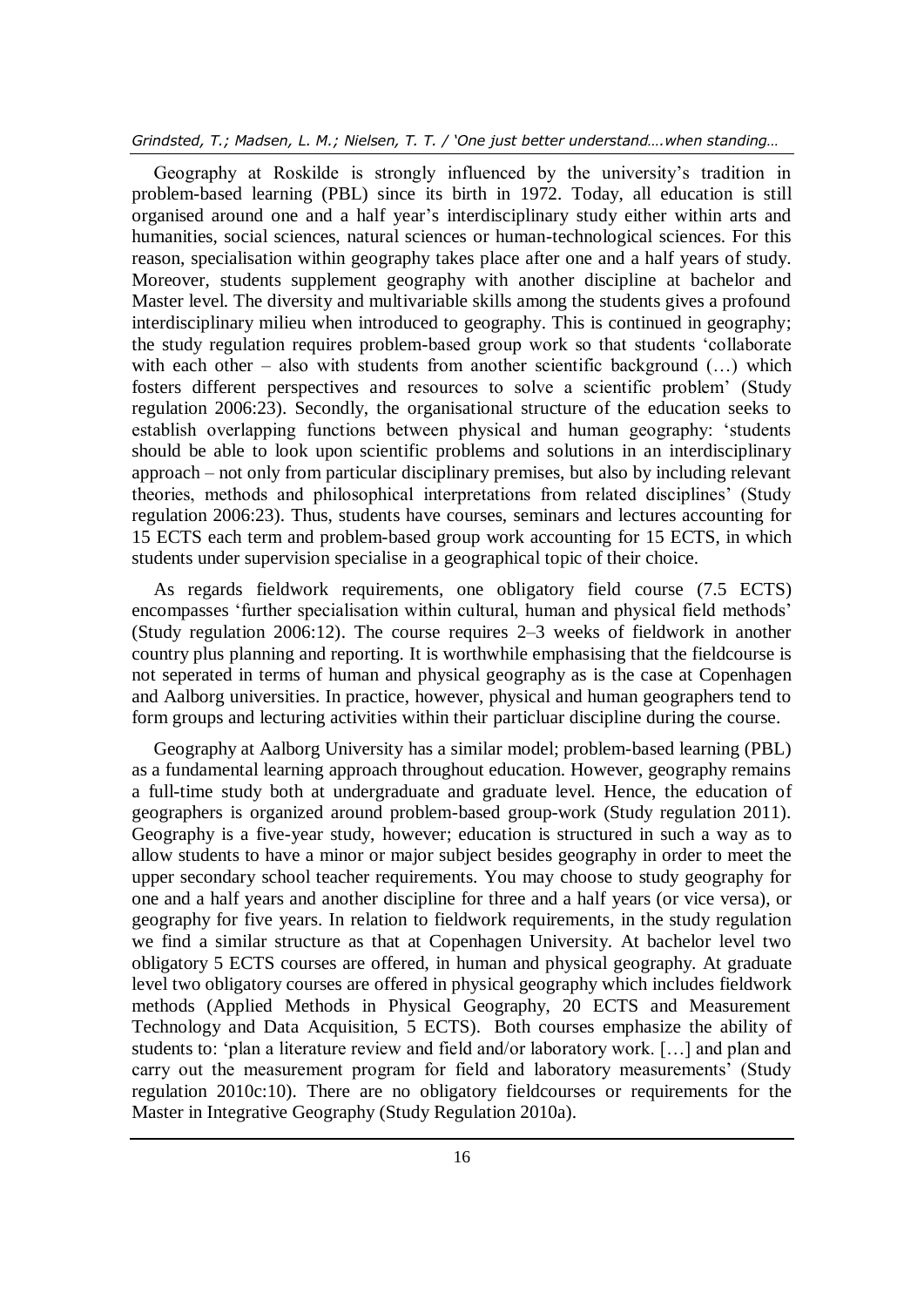Geography at Roskilde is strongly influenced by the university's tradition in problem-based learning (PBL) since its birth in 1972. Today, all education is still organised around one and a half year's interdisciplinary study either within arts and humanities, social sciences, natural sciences or human-technological sciences. For this reason, specialisation within geography takes place after one and a half years of study. Moreover, students supplement geography with another discipline at bachelor and Master level. The diversity and multivariable skills among the students gives a profound interdisciplinary milieu when introduced to geography. This is continued in geography; the study regulation requires problem-based group work so that students 'collaborate with each other – also with students from another scientific background (…) which fosters different perspectives and resources to solve a scientific problem' (Study regulation 2006:23). Secondly, the organisational structure of the education seeks to establish overlapping functions between physical and human geography: 'students should be able to look upon scientific problems and solutions in an interdisciplinary approach – not only from particular disciplinary premises, but also by including relevant theories, methods and philosophical interpretations from related disciplines' (Study regulation 2006:23). Thus, students have courses, seminars and lectures accounting for 15 ECTS each term and problem-based group work accounting for 15 ECTS, in which students under supervision specialise in a geographical topic of their choice.

As regards fieldwork requirements, one obligatory field course (7.5 ECTS) encompasses 'further specialisation within cultural, human and physical field methods' (Study regulation 2006:12). The course requires 2–3 weeks of fieldwork in another country plus planning and reporting. It is worthwhile emphasising that the fieldcourse is not seperated in terms of human and physical geography as is the case at Copenhagen and Aalborg universities. In practice, however, physical and human geographers tend to form groups and lecturing activities within their particluar discipline during the course.

Geography at Aalborg University has a similar model; problem-based learning (PBL) as a fundamental learning approach throughout education. However, geography remains a full-time study both at undergraduate and graduate level. Hence, the education of geographers is organized around problem-based group-work (Study regulation 2011). Geography is a five-year study, however; education is structured in such a way as to allow students to have a minor or major subject besides geography in order to meet the upper secondary school teacher requirements. You may choose to study geography for one and a half years and another discipline for three and a half years (or vice versa), or geography for five years. In relation to fieldwork requirements, in the study regulation we find a similar structure as that at Copenhagen University. At bachelor level two obligatory 5 ECTS courses are offered, in human and physical geography. At graduate level two obligatory courses are offered in physical geography which includes fieldwork methods (Applied Methods in Physical Geography, 20 ECTS and Measurement Technology and Data Acquisition, 5 ECTS). Both courses emphasize the ability of students to: 'plan a literature review and field and/or laboratory work. […] and plan and carry out the measurement program for field and laboratory measurements' (Study regulation 2010c:10). There are no obligatory fieldcourses or requirements for the Master in Integrative Geography (Study Regulation 2010a).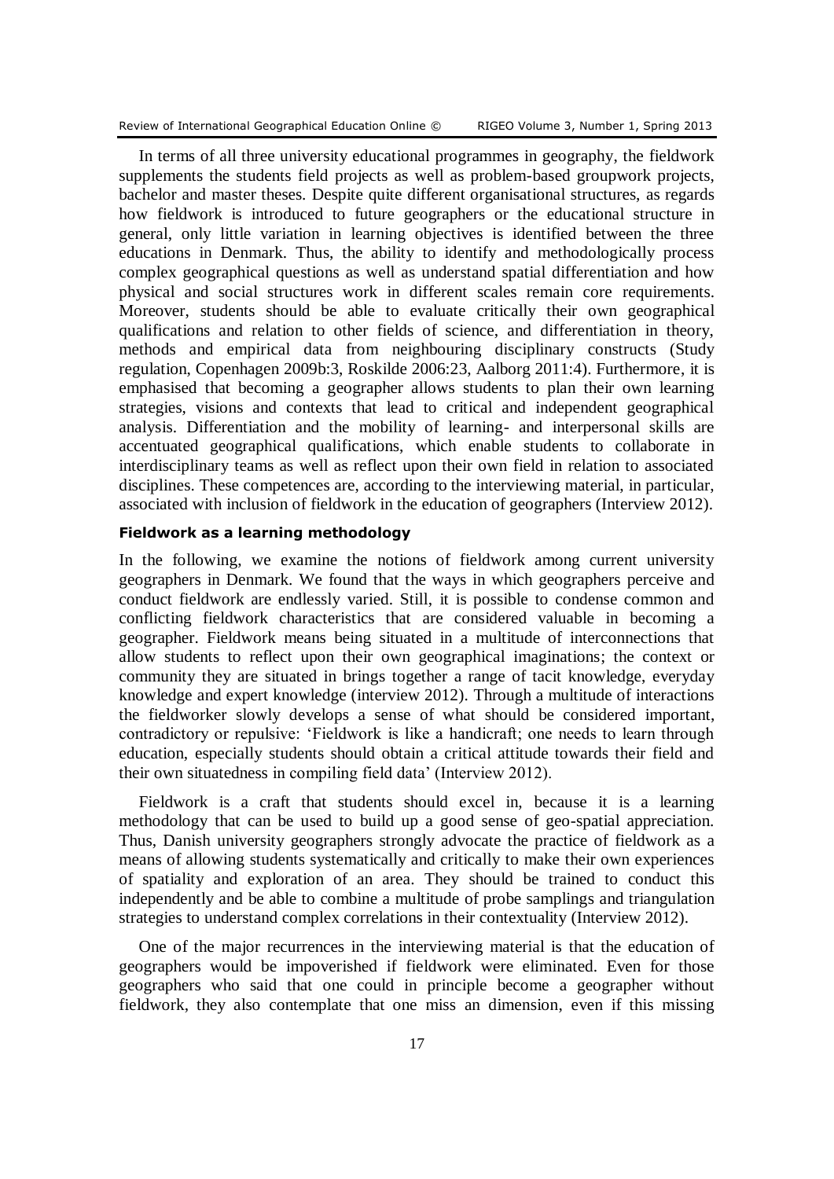In terms of all three university educational programmes in geography, the fieldwork supplements the students field projects as well as problem-based groupwork projects, bachelor and master theses. Despite quite different organisational structures, as regards how fieldwork is introduced to future geographers or the educational structure in general, only little variation in learning objectives is identified between the three educations in Denmark. Thus, the ability to identify and methodologically process complex geographical questions as well as understand spatial differentiation and how physical and social structures work in different scales remain core requirements. Moreover, students should be able to evaluate critically their own geographical qualifications and relation to other fields of science, and differentiation in theory, methods and empirical data from neighbouring disciplinary constructs (Study regulation, Copenhagen 2009b:3, Roskilde 2006:23, Aalborg 2011:4). Furthermore, it is emphasised that becoming a geographer allows students to plan their own learning strategies, visions and contexts that lead to critical and independent geographical analysis. Differentiation and the mobility of learning- and interpersonal skills are accentuated geographical qualifications, which enable students to collaborate in interdisciplinary teams as well as reflect upon their own field in relation to associated disciplines. These competences are, according to the interviewing material, in particular, associated with inclusion of fieldwork in the education of geographers (Interview 2012).

### Fieldwork as a learning methodology

In the following, we examine the notions of fieldwork among current university geographers in Denmark. We found that the ways in which geographers perceive and conduct fieldwork are endlessly varied. Still, it is possible to condense common and conflicting fieldwork characteristics that are considered valuable in becoming a geographer. Fieldwork means being situated in a multitude of interconnections that allow students to reflect upon their own geographical imaginations; the context or community they are situated in brings together a range of tacit knowledge, everyday knowledge and expert knowledge (interview 2012). Through a multitude of interactions the fieldworker slowly develops a sense of what should be considered important, contradictory or repulsive: 'Fieldwork is like a handicraft; one needs to learn through education, especially students should obtain a critical attitude towards their field and their own situatedness in compiling field data' (Interview 2012).

Fieldwork is a craft that students should excel in, because it is a learning methodology that can be used to build up a good sense of geo-spatial appreciation. Thus, Danish university geographers strongly advocate the practice of fieldwork as a means of allowing students systematically and critically to make their own experiences of spatiality and exploration of an area. They should be trained to conduct this independently and be able to combine a multitude of probe samplings and triangulation strategies to understand complex correlations in their contextuality (Interview 2012).

One of the major recurrences in the interviewing material is that the education of geographers would be impoverished if fieldwork were eliminated. Even for those geographers who said that one could in principle become a geographer without fieldwork, they also contemplate that one miss an dimension, even if this missing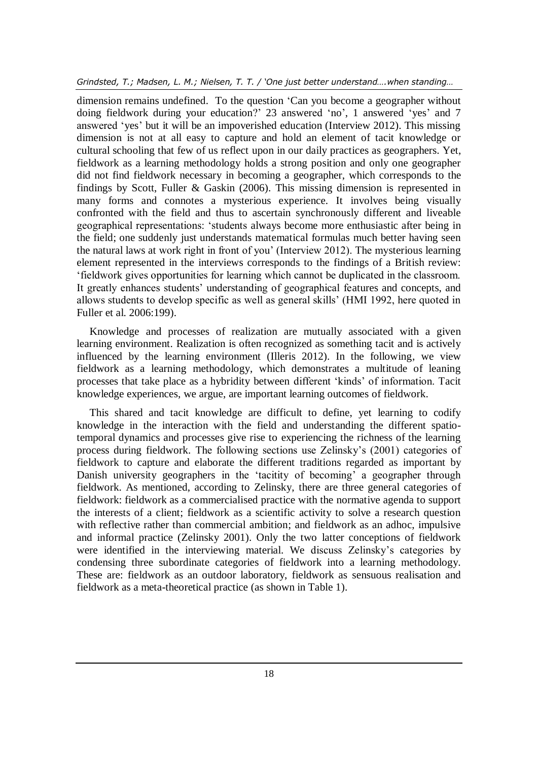dimension remains undefined. To the question 'Can you become a geographer without doing fieldwork during your education?' 23 answered 'no', 1 answered 'yes' and 7 answered 'yes' but it will be an impoverished education (Interview 2012). This missing dimension is not at all easy to capture and hold an element of tacit knowledge or cultural schooling that few of us reflect upon in our daily practices as geographers. Yet, fieldwork as a learning methodology holds a strong position and only one geographer did not find fieldwork necessary in becoming a geographer, which corresponds to the findings by Scott, Fuller & Gaskin (2006). This missing dimension is represented in many forms and connotes a mysterious experience. It involves being visually confronted with the field and thus to ascertain synchronously different and liveable geographical representations: 'students always become more enthusiastic after being in the field; one suddenly just understands matematical formulas much better having seen the natural laws at work right in front of you' (Interview 2012). The mysterious learning element represented in the interviews corresponds to the findings of a British review: 'fieldwork gives opportunities for learning which cannot be duplicated in the classroom. It greatly enhances students' understanding of geographical features and concepts, and allows students to develop specific as well as general skills' (HMI 1992, here quoted in Fuller et al. 2006:199).

Knowledge and processes of realization are mutually associated with a given learning environment. Realization is often recognized as something tacit and is actively influenced by the learning environment (Illeris 2012). In the following, we view fieldwork as a learning methodology, which demonstrates a multitude of leaning processes that take place as a hybridity between different 'kinds' of information. Tacit knowledge experiences, we argue, are important learning outcomes of fieldwork.

This shared and tacit knowledge are difficult to define, yet learning to codify knowledge in the interaction with the field and understanding the different spatio-temporal dynamics and processes give rise to experiencing the richness of the learning process during fieldwork. The following sections use Zelinsky's (2001) categories of fieldwork to capture and elaborate the different traditions regarded as important by Danish university geographers in the 'tacitity of becoming' a geographer through fieldwork. As mentioned, according to Zelinsky, there are three general categories of fieldwork: fieldwork as a commercialised practice with the normative agenda to support the interests of a client; fieldwork as a scientific activity to solve a research question with reflective rather than commercial ambition; and fieldwork as an adhoc, impulsive and informal practice (Zelinsky 2001). Only the two latter conceptions of fieldwork were identified in the interviewing material. We discuss Zelinsky's categories by condensing three subordinate categories of fieldwork into a learning methodology. These are: fieldwork as an outdoor laboratory, fieldwork as sensuous realisation and fieldwork as a meta-theoretical practice (as shown in Table 1).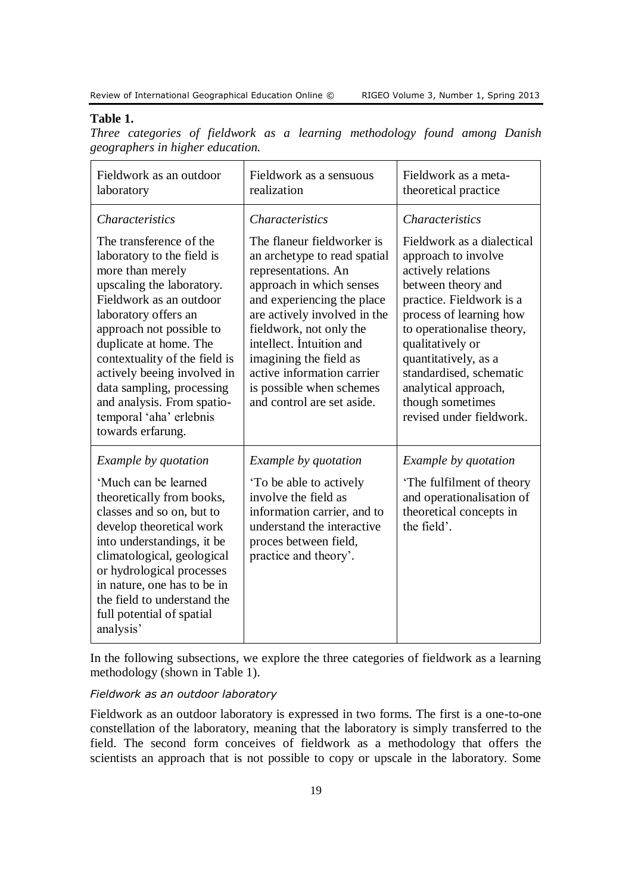**Table 1.**

*Three categories of fieldwork as a learning methodology found among Danish geographers in higher education.*

| Fieldwork as an outdoor laboratory | Fieldwork as a sensuous realization | Fieldwork as a meta-theoretical practice |
|---|---|---|
| *Characteristics*<br><br>The transference of the laboratory to the field is more than merely upscaling the laboratory. Fieldwork as an outdoor laboratory offers an approach not possible to duplicate at home. The contextuality of the field is actively beeing involved in data sampling, processing and analysis. From spatio-temporal 'aha' erlebnis towards erfarung. | *Characteristics*<br><br>The flaneur fieldworker is an archetype to read spatial representations. An approach in which senses and experiencing the place are actively involved in the fieldwork, not only the intellect. İntuition and imagining the field as active information carrier is possible when schemes and control are set aside. | *Characteristics*<br><br>Fieldwork as a dialectical approach to involve actively relations between theory and practice. Fieldwork is a process of learning how to operationalise theory, qualitatively or quantitatively, as a standardised, schematic analytical approach, though sometimes revised under fieldwork. |
| *Example by quotation*<br><br>'Much can be learned theoretically from books, classes and so on, but to develop theoretical work into understandings, it be climatological, geological or hydrological processes in nature, one has to be in the field to understand the full potential of spatial analysis' | *Example by quotation*<br><br>'To be able to actively involve the field as information carrier, and to understand the interactive proces between field, practice and theory'. | *Example by quotation*<br><br>'The fulfilment of theory and operationalisation of theoretical concepts in the field'. |

In the following subsections, we explore the three categories of fieldwork as a learning methodology (shown in Table 1).

*Fieldwork as an outdoor laboratory*

Fieldwork as an outdoor laboratory is expressed in two forms. The first is a one-to-one constellation of the laboratory, meaning that the laboratory is simply transferred to the field. The second form conceives of fieldwork as a methodology that offers the scientists an approach that is not possible to copy or upscale in the laboratory. Some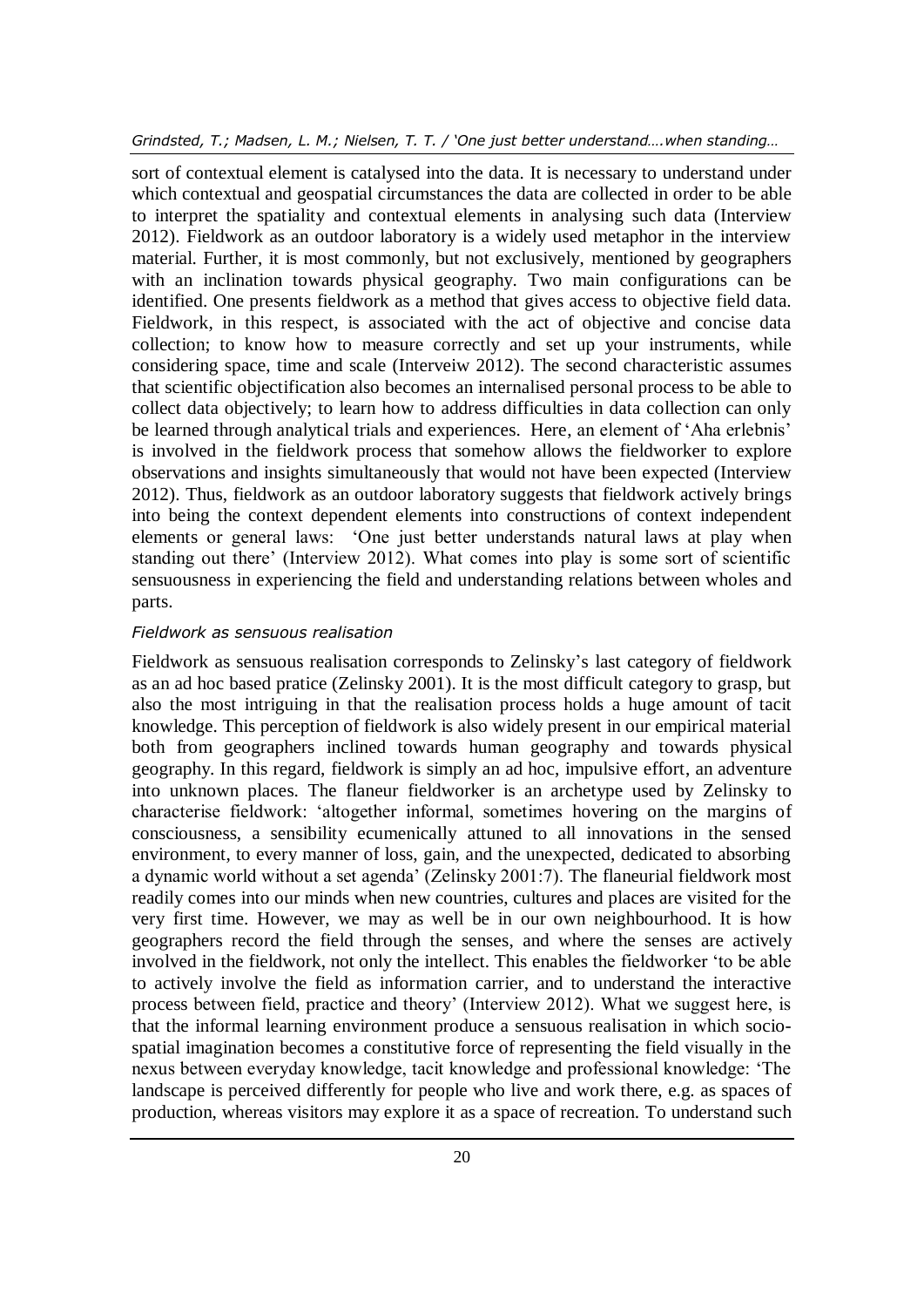sort of contextual element is catalysed into the data. It is necessary to understand under which contextual and geospatial circumstances the data are collected in order to be able to interpret the spatiality and contextual elements in analysing such data (Interview 2012). Fieldwork as an outdoor laboratory is a widely used metaphor in the interview material. Further, it is most commonly, but not exclusively, mentioned by geographers with an inclination towards physical geography. Two main configurations can be identified. One presents fieldwork as a method that gives access to objective field data. Fieldwork, in this respect, is associated with the act of objective and concise data collection; to know how to measure correctly and set up your instruments, while considering space, time and scale (Interveiw 2012). The second characteristic assumes that scientific objectification also becomes an internalised personal process to be able to collect data objectively; to learn how to address difficulties in data collection can only be learned through analytical trials and experiences. Here, an element of 'Aha erlebnis' is involved in the fieldwork process that somehow allows the fieldworker to explore observations and insights simultaneously that would not have been expected (Interview 2012). Thus, fieldwork as an outdoor laboratory suggests that fieldwork actively brings into being the context dependent elements into constructions of context independent elements or general laws: 'One just better understands natural laws at play when standing out there' (Interview 2012). What comes into play is some sort of scientific sensuousness in experiencing the field and understanding relations between wholes and parts.

### *Fieldwork as sensuous realisation*

Fieldwork as sensuous realisation corresponds to Zelinsky's last category of fieldwork as an ad hoc based pratice (Zelinsky 2001). It is the most difficult category to grasp, but also the most intriguing in that the realisation process holds a huge amount of tacit knowledge. This perception of fieldwork is also widely present in our empirical material both from geographers inclined towards human geography and towards physical geography. In this regard, fieldwork is simply an ad hoc, impulsive effort, an adventure into unknown places. The flaneur fieldworker is an archetype used by Zelinsky to characterise fieldwork: 'altogether informal, sometimes hovering on the margins of consciousness, a sensibility ecumenically attuned to all innovations in the sensed environment, to every manner of loss, gain, and the unexpected, dedicated to absorbing a dynamic world without a set agenda' (Zelinsky 2001:7). The flaneurial fieldwork most readily comes into our minds when new countries, cultures and places are visited for the very first time. However, we may as well be in our own neighbourhood. It is how geographers record the field through the senses, and where the senses are actively involved in the fieldwork, not only the intellect. This enables the fieldworker 'to be able to actively involve the field as information carrier, and to understand the interactive process between field, practice and theory' (Interview 2012). What we suggest here, is that the informal learning environment produce a sensuous realisation in which socio-spatial imagination becomes a constitutive force of representing the field visually in the nexus between everyday knowledge, tacit knowledge and professional knowledge: 'The landscape is perceived differently for people who live and work there, e.g. as spaces of production, whereas visitors may explore it as a space of recreation. To understand such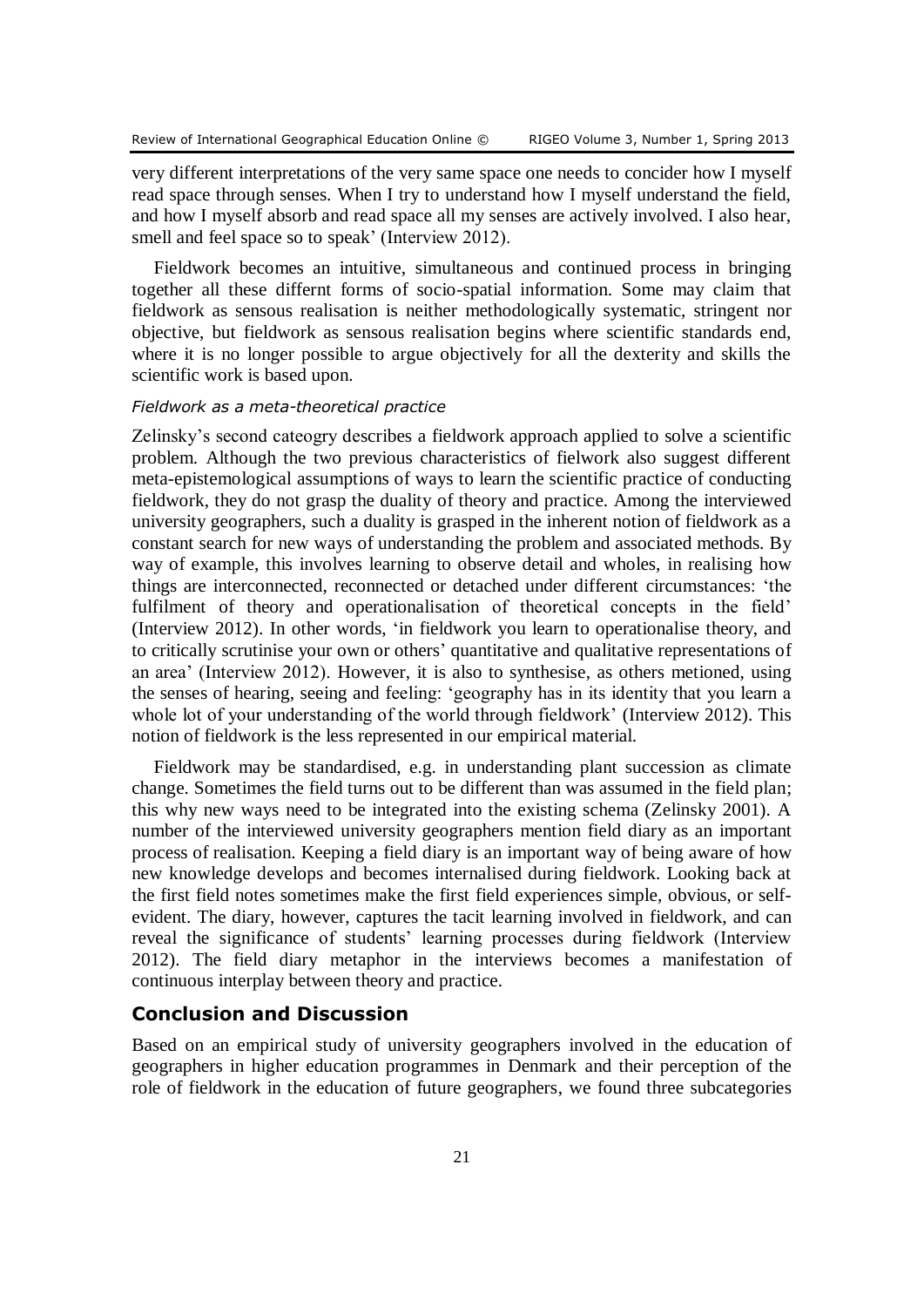very different interpretations of the very same space one needs to concider how I myself read space through senses. When I try to understand how I myself understand the field, and how I myself absorb and read space all my senses are actively involved. I also hear, smell and feel space so to speak' (Interview 2012).

Fieldwork becomes an intuitive, simultaneous and continued process in bringing together all these differnt forms of socio-spatial information. Some may claim that fieldwork as sensous realisation is neither methodologically systematic, stringent nor objective, but fieldwork as sensous realisation begins where scientific standards end, where it is no longer possible to argue objectively for all the dexterity and skills the scientific work is based upon.

*Fieldwork as a meta-theoretical practice*

Zelinsky's second cateogry describes a fieldwork approach applied to solve a scientific problem. Although the two previous characteristics of fielwork also suggest different meta-epistemological assumptions of ways to learn the scientific practice of conducting fieldwork, they do not grasp the duality of theory and practice. Among the interviewed university geographers, such a duality is grasped in the inherent notion of fieldwork as a constant search for new ways of understanding the problem and associated methods. By way of example, this involves learning to observe detail and wholes, in realising how things are interconnected, reconnected or detached under different circumstances: 'the fulfilment of theory and operationalisation of theoretical concepts in the field' (Interview 2012). In other words, 'in fieldwork you learn to operationalise theory, and to critically scrutinise your own or others' quantitative and qualitative representations of an area' (Interview 2012). However, it is also to synthesise, as others metioned, using the senses of hearing, seeing and feeling: 'geography has in its identity that you learn a whole lot of your understanding of the world through fieldwork' (Interview 2012). This notion of fieldwork is the less represented in our empirical material.

Fieldwork may be standardised, e.g. in understanding plant succession as climate change. Sometimes the field turns out to be different than was assumed in the field plan; this why new ways need to be integrated into the existing schema (Zelinsky 2001). A number of the interviewed university geographers mention field diary as an important process of realisation. Keeping a field diary is an important way of being aware of how new knowledge develops and becomes internalised during fieldwork. Looking back at the first field notes sometimes make the first field experiences simple, obvious, or self-evident. The diary, however, captures the tacit learning involved in fieldwork, and can reveal the significance of students' learning processes during fieldwork (Interview 2012). The field diary metaphor in the interviews becomes a manifestation of continuous interplay between theory and practice.

## Conclusion and Discussion

Based on an empirical study of university geographers involved in the education of geographers in higher education programmes in Denmark and their perception of the role of fieldwork in the education of future geographers, we found three subcategories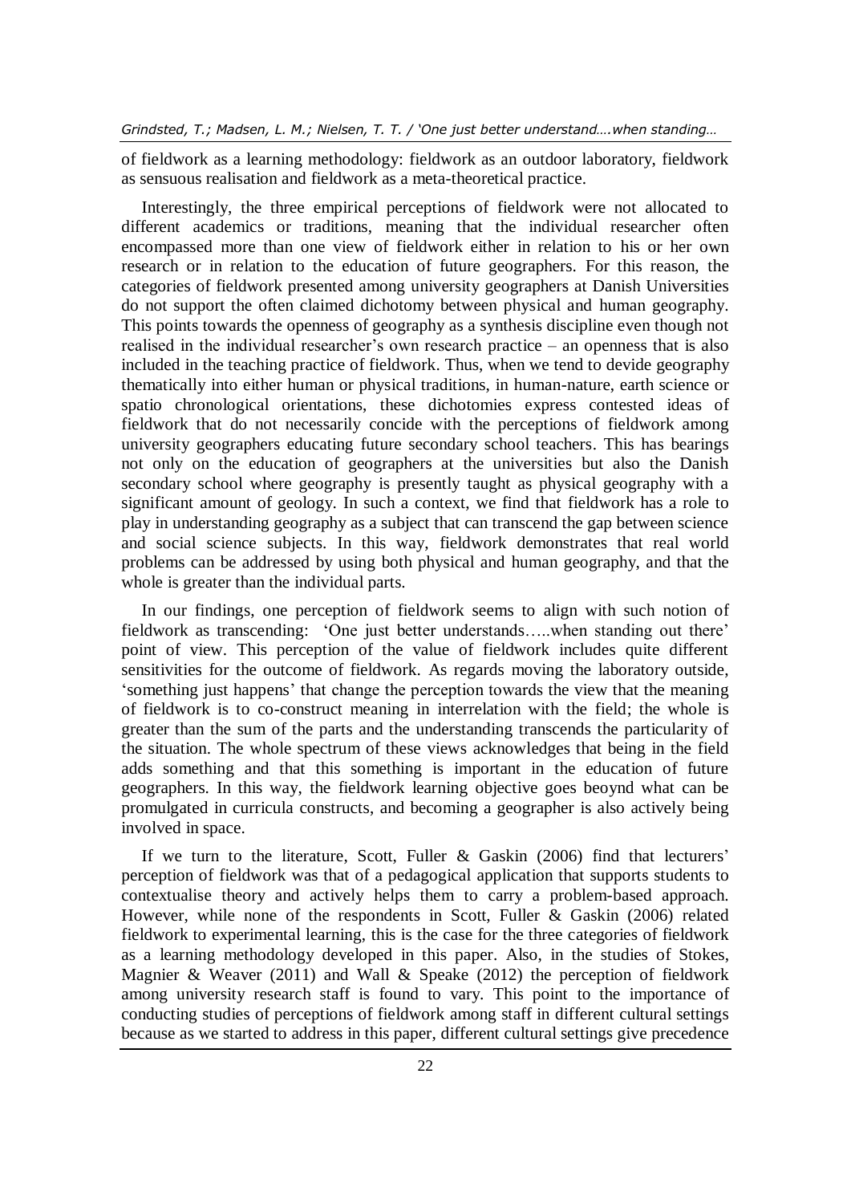of fieldwork as a learning methodology: fieldwork as an outdoor laboratory, fieldwork as sensuous realisation and fieldwork as a meta-theoretical practice.

Interestingly, the three empirical perceptions of fieldwork were not allocated to different academics or traditions, meaning that the individual researcher often encompassed more than one view of fieldwork either in relation to his or her own research or in relation to the education of future geographers. For this reason, the categories of fieldwork presented among university geographers at Danish Universities do not support the often claimed dichotomy between physical and human geography. This points towards the openness of geography as a synthesis discipline even though not realised in the individual researcher's own research practice – an openness that is also included in the teaching practice of fieldwork. Thus, when we tend to devide geography thematically into either human or physical traditions, in human-nature, earth science or spatio chronological orientations, these dichotomies express contested ideas of fieldwork that do not necessarily concide with the perceptions of fieldwork among university geographers educating future secondary school teachers. This has bearings not only on the education of geographers at the universities but also the Danish secondary school where geography is presently taught as physical geography with a significant amount of geology. In such a context, we find that fieldwork has a role to play in understanding geography as a subject that can transcend the gap between science and social science subjects. In this way, fieldwork demonstrates that real world problems can be addressed by using both physical and human geography, and that the whole is greater than the individual parts.

In our findings, one perception of fieldwork seems to align with such notion of fieldwork as transcending: 'One just better understands…..when standing out there' point of view. This perception of the value of fieldwork includes quite different sensitivities for the outcome of fieldwork. As regards moving the laboratory outside, 'something just happens' that change the perception towards the view that the meaning of fieldwork is to co-construct meaning in interrelation with the field; the whole is greater than the sum of the parts and the understanding transcends the particularity of the situation. The whole spectrum of these views acknowledges that being in the field adds something and that this something is important in the education of future geographers. In this way, the fieldwork learning objective goes beoynd what can be promulgated in curricula constructs, and becoming a geographer is also actively being involved in space.

If we turn to the literature, Scott, Fuller & Gaskin (2006) find that lecturers' perception of fieldwork was that of a pedagogical application that supports students to contextualise theory and actively helps them to carry a problem-based approach. However, while none of the respondents in Scott, Fuller & Gaskin (2006) related fieldwork to experimental learning, this is the case for the three categories of fieldwork as a learning methodology developed in this paper. Also, in the studies of Stokes, Magnier & Weaver (2011) and Wall & Speake (2012) the perception of fieldwork among university research staff is found to vary. This point to the importance of conducting studies of perceptions of fieldwork among staff in different cultural settings because as we started to address in this paper, different cultural settings give precedence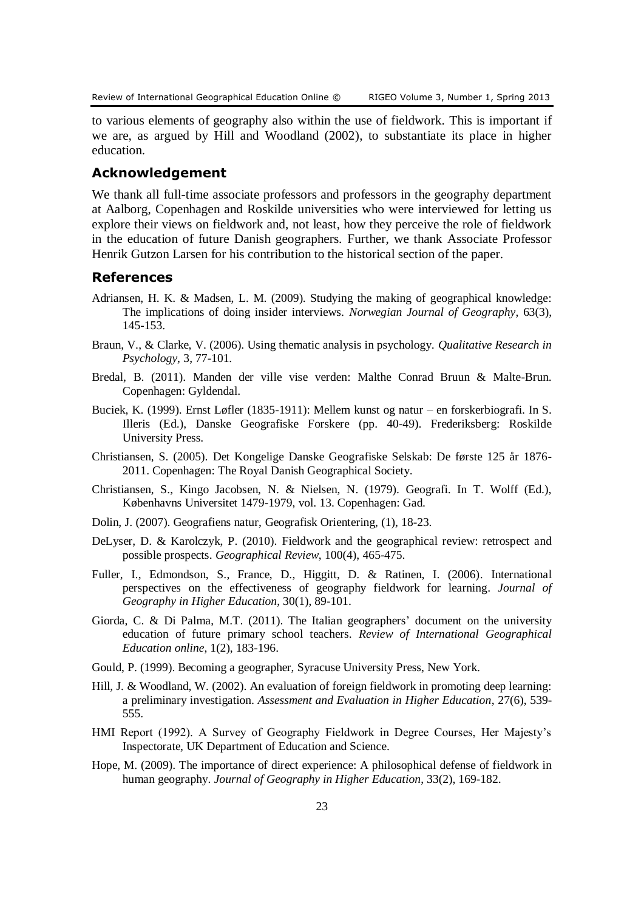to various elements of geography also within the use of fieldwork. This is important if we are, as argued by Hill and Woodland (2002), to substantiate its place in higher education.

## Acknowledgement

We thank all full-time associate professors and professors in the geography department at Aalborg, Copenhagen and Roskilde universities who were interviewed for letting us explore their views on fieldwork and, not least, how they perceive the role of fieldwork in the education of future Danish geographers. Further, we thank Associate Professor Henrik Gutzon Larsen for his contribution to the historical section of the paper.

## References

Adriansen, H. K. & Madsen, L. M. (2009). Studying the making of geographical knowledge: The implications of doing insider interviews. *Norwegian Journal of Geography*, 63(3), 145-153.

Braun, V., & Clarke, V. (2006). Using thematic analysis in psychology. *Qualitative Research in Psychology*, 3, 77-101.

Bredal, B. (2011). Manden der ville vise verden: Malthe Conrad Bruun & Malte-Brun. Copenhagen: Gyldendal.

Buciek, K. (1999). Ernst Løfler (1835-1911): Mellem kunst og natur – en forskerbiografi. In S. Illeris (Ed.), Danske Geografiske Forskere (pp. 40-49). Frederiksberg: Roskilde University Press.

Christiansen, S. (2005). Det Kongelige Danske Geografiske Selskab: De første 125 år 1876-2011. Copenhagen: The Royal Danish Geographical Society.

Christiansen, S., Kingo Jacobsen, N. & Nielsen, N. (1979). Geografi. In T. Wolff (Ed.), Københavns Universitet 1479-1979, vol. 13. Copenhagen: Gad.

Dolin, J. (2007). Geografiens natur, Geografisk Orientering, (1), 18-23.

DeLyser, D. & Karolczyk, P. (2010). Fieldwork and the geographical review: retrospect and possible prospects. *Geographical Review*, 100(4), 465-475.

Fuller, I., Edmondson, S., France, D., Higgitt, D. & Ratinen, I. (2006). International perspectives on the effectiveness of geography fieldwork for learning. *Journal of Geography in Higher Education*, 30(1), 89-101.

Giorda, C. & Di Palma, M.T. (2011). The Italian geographers' document on the university education of future primary school teachers. *Review of International Geographical Education online*, 1(2), 183-196.

Gould, P. (1999). Becoming a geographer, Syracuse University Press, New York.

Hill, J. & Woodland, W. (2002). An evaluation of foreign fieldwork in promoting deep learning: a preliminary investigation. *Assessment and Evaluation in Higher Education*, 27(6), 539-555.

HMI Report (1992). A Survey of Geography Fieldwork in Degree Courses, Her Majesty's Inspectorate, UK Department of Education and Science.

Hope, M. (2009). The importance of direct experience: A philosophical defense of fieldwork in human geography. *Journal of Geography in Higher Education*, 33(2), 169-182.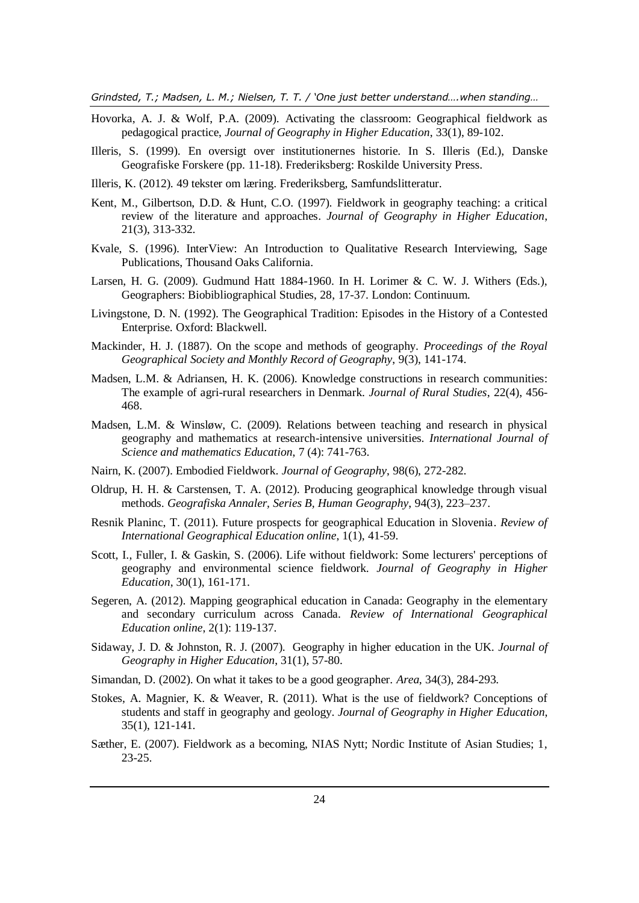Hovorka, A. J. & Wolf, P.A. (2009). Activating the classroom: Geographical fieldwork as pedagogical practice, *Journal of Geography in Higher Education*, 33(1), 89-102.

Illeris, S. (1999). En oversigt over institutionernes historie. In S. Illeris (Ed.), Danske Geografiske Forskere (pp. 11-18). Frederiksberg: Roskilde University Press.

Illeris, K. (2012). 49 tekster om læring. Frederiksberg, Samfundslitteratur.

Kent, M., Gilbertson, D.D. & Hunt, C.O. (1997). Fieldwork in geography teaching: a critical review of the literature and approaches. *Journal of Geography in Higher Education*, 21(3), 313-332.

Kvale, S. (1996). InterView: An Introduction to Qualitative Research Interviewing, Sage Publications, Thousand Oaks California.

Larsen, H. G. (2009). Gudmund Hatt 1884-1960. In H. Lorimer & C. W. J. Withers (Eds.), Geographers: Biobibliographical Studies, 28, 17-37. London: Continuum.

Livingstone, D. N. (1992). The Geographical Tradition: Episodes in the History of a Contested Enterprise. Oxford: Blackwell.

Mackinder, H. J. (1887). On the scope and methods of geography. *Proceedings of the Royal Geographical Society and Monthly Record of Geography*, 9(3), 141-174.

Madsen, L.M. & Adriansen, H. K. (2006). Knowledge constructions in research communities: The example of agri-rural researchers in Denmark. *Journal of Rural Studies*, 22(4), 456-468.

Madsen, L.M. & Winsløw, C. (2009). Relations between teaching and research in physical geography and mathematics at research-intensive universities. *International Journal of Science and mathematics Education*, 7 (4): 741-763.

Nairn, K. (2007). Embodied Fieldwork. *Journal of Geography*, 98(6), 272-282.

Oldrup, H. H. & Carstensen, T. A. (2012). Producing geographical knowledge through visual methods. *Geografiska Annaler, Series B, Human Geography*, 94(3), 223–237.

Resnik Planinc, T. (2011). Future prospects for geographical Education in Slovenia. *Review of International Geographical Education online*, 1(1), 41-59.

Scott, I., Fuller, I. & Gaskin, S. (2006). Life without fieldwork: Some lecturers' perceptions of geography and environmental science fieldwork. *Journal of Geography in Higher Education*, 30(1), 161-171.

Segeren, A. (2012). Mapping geographical education in Canada: Geography in the elementary and secondary curriculum across Canada. *Review of International Geographical Education online*, 2(1): 119-137.

Sidaway, J. D. & Johnston, R. J. (2007). Geography in higher education in the UK. *Journal of Geography in Higher Education*, 31(1), 57-80.

Simandan, D. (2002). On what it takes to be a good geographer. *Area*, 34(3), 284-293.

Stokes, A. Magnier, K. & Weaver, R. (2011). What is the use of fieldwork? Conceptions of students and staff in geography and geology. *Journal of Geography in Higher Education*, 35(1), 121-141.

Sæther, E. (2007). Fieldwork as a becoming, NIAS Nytt; Nordic Institute of Asian Studies; 1, 23-25.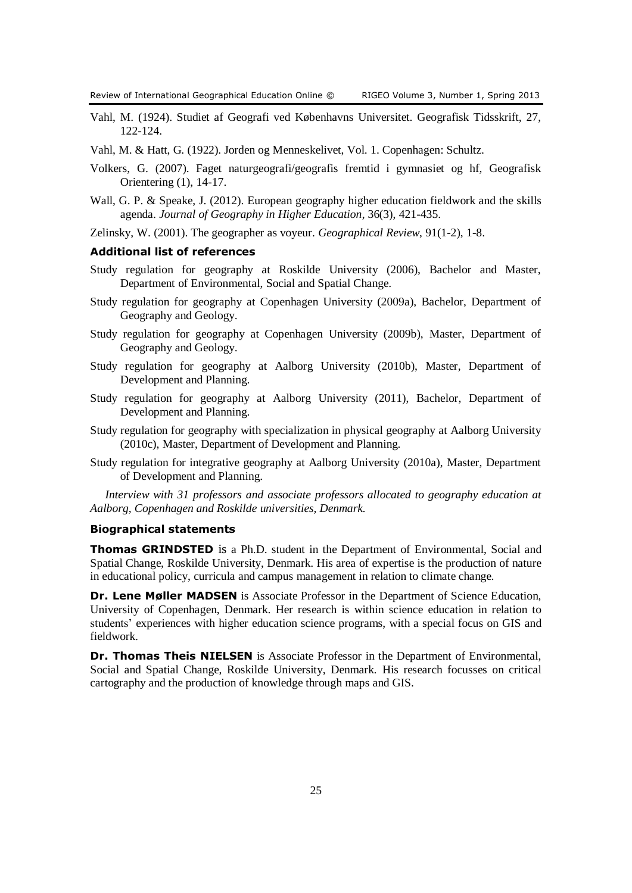Vahl, M. (1924). Studiet af Geografi ved Københavns Universitet. Geografisk Tidsskrift, 27, 122-124.

Vahl, M. & Hatt, G. (1922). Jorden og Menneskelivet, Vol. 1. Copenhagen: Schultz.

Volkers, G. (2007). Faget naturgeografi/geografis fremtid i gymnasiet og hf, Geografisk Orientering (1), 14-17.

Wall, G. P. & Speake, J. (2012). European geography higher education fieldwork and the skills agenda. *Journal of Geography in Higher Education*, 36(3), 421-435.

Zelinsky, W. (2001). The geographer as voyeur. *Geographical Review*, 91(1-2), 1-8.

### Additional list of references

Study regulation for geography at Roskilde University (2006), Bachelor and Master, Department of Environmental, Social and Spatial Change.

Study regulation for geography at Copenhagen University (2009a), Bachelor, Department of Geography and Geology.

Study regulation for geography at Copenhagen University (2009b), Master, Department of Geography and Geology.

Study regulation for geography at Aalborg University (2010b), Master, Department of Development and Planning.

Study regulation for geography at Aalborg University (2011), Bachelor, Department of Development and Planning.

Study regulation for geography with specialization in physical geography at Aalborg University (2010c), Master, Department of Development and Planning.

Study regulation for integrative geography at Aalborg University (2010a), Master, Department of Development and Planning.

*Interview with 31 professors and associate professors allocated to geography education at Aalborg, Copenhagen and Roskilde universities, Denmark.*

### Biographical statements

**Thomas GRINDSTED** is a Ph.D. student in the Department of Environmental, Social and Spatial Change, Roskilde University, Denmark. His area of expertise is the production of nature in educational policy, curricula and campus management in relation to climate change.

**Dr. Lene Møller MADSEN** is Associate Professor in the Department of Science Education, University of Copenhagen, Denmark. Her research is within science education in relation to students' experiences with higher education science programs, with a special focus on GIS and fieldwork.

**Dr. Thomas Theis NIELSEN** is Associate Professor in the Department of Environmental, Social and Spatial Change, Roskilde University, Denmark. His research focusses on critical cartography and the production of knowledge through maps and GIS.